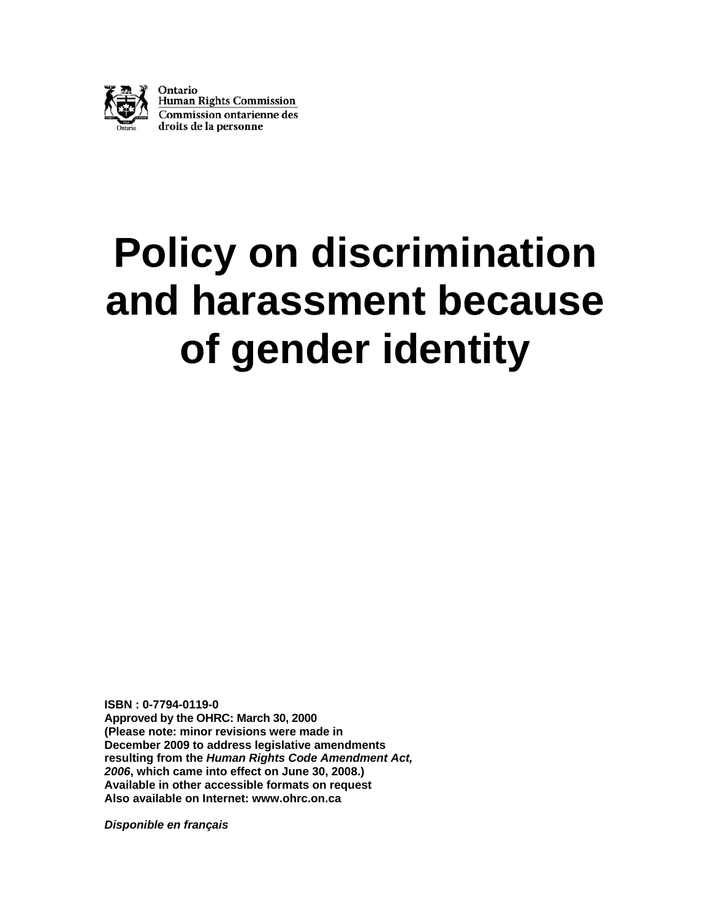Ontario
Human Rights Commission
Commission ontarienne des
droits de la personne

# Policy on discrimination and harassment because of gender identity

**ISBN : 0-7794-0119-0**
**Approved by the OHRC: March 30, 2000**
**(Please note: minor revisions were made in December 2009 to address legislative amendments resulting from the *Human Rights Code Amendment Act, 2006*, which came into effect on June 30, 2008.)**
**Available in other accessible formats on request**
**Also available on Internet: www.ohrc.on.ca**

***Disponible en français***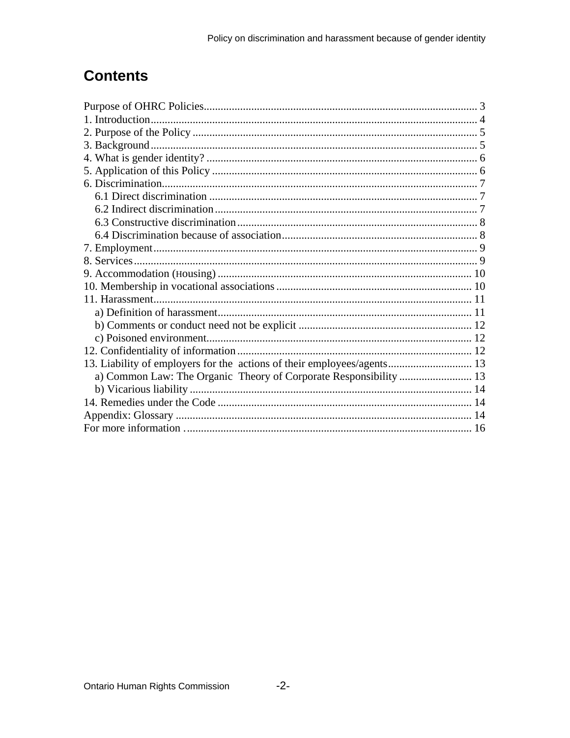# Contents

Purpose of OHRC Policies ................................................................................. 3
1. Introduction .................................................................................................... 4
2. Purpose of the Policy ..................................................................................... 5
3. Background .................................................................................................... 5
4. What is gender identity? ................................................................................ 6
5. Application of this Policy .............................................................................. 6
6. Discrimination ................................................................................................ 7
   6.1 Direct discrimination ................................................................................ 7
   6.2 Indirect discrimination ............................................................................. 7
   6.3 Constructive discrimination ..................................................................... 8
   6.4 Discrimination because of association ..................................................... 8
7. Employment .................................................................................................... 9
8. Services ........................................................................................................... 9
9. Accommodation (Housing) ........................................................................... 10
10. Membership in vocational associations ...................................................... 10
11. Harassment .................................................................................................. 11
   a) Definition of harassment ........................................................................... 11
   b) Comments or conduct need not be explicit .............................................. 12
   c) Poisoned environment ............................................................................... 12
12. Confidentiality of information .................................................................... 12
13. Liability of employers for the actions of their employees/agents .............. 13
   a) Common Law: The Organic Theory of Corporate Responsibility ........... 13
   b) Vicarious liability ..................................................................................... 14
14. Remedies under the Code ........................................................................... 14
Appendix: Glossary .......................................................................................... 14
For more information ....................................................................................... 16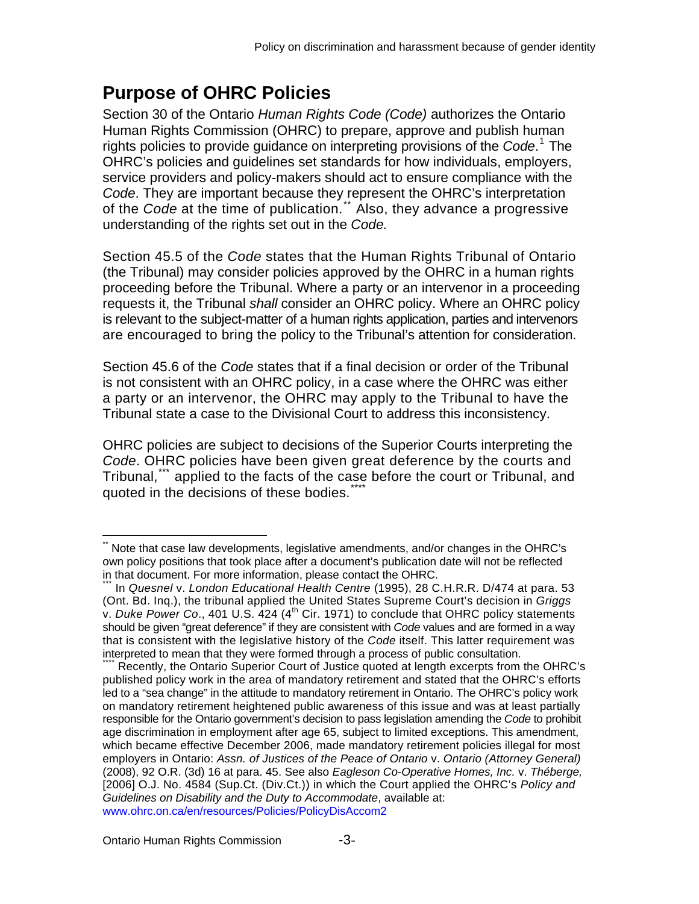# Purpose of OHRC Policies

Section 30 of the Ontario *Human Rights Code (Code)* authorizes the Ontario Human Rights Commission (OHRC) to prepare, approve and publish human rights policies to provide guidance on interpreting provisions of the *Code*.[1] The OHRC's policies and guidelines set standards for how individuals, employers, service providers and policy-makers should act to ensure compliance with the *Code*. They are important because they represent the OHRC's interpretation of the *Code* at the time of publication.[**] Also, they advance a progressive understanding of the rights set out in the *Code.*

Section 45.5 of the *Code* states that the Human Rights Tribunal of Ontario (the Tribunal) may consider policies approved by the OHRC in a human rights proceeding before the Tribunal. Where a party or an intervenor in a proceeding requests it, the Tribunal *shall* consider an OHRC policy. Where an OHRC policy is relevant to the subject-matter of a human rights application, parties and intervenors are encouraged to bring the policy to the Tribunal's attention for consideration.

Section 45.6 of the *Code* states that if a final decision or order of the Tribunal is not consistent with an OHRC policy, in a case where the OHRC was either a party or an intervenor, the OHRC may apply to the Tribunal to have the Tribunal state a case to the Divisional Court to address this inconsistency.

OHRC policies are subject to decisions of the Superior Courts interpreting the *Code*. OHRC policies have been given great deference by the courts and Tribunal,[***] applied to the facts of the case before the court or Tribunal, and quoted in the decisions of these bodies.[****]

---

[**] Note that case law developments, legislative amendments, and/or changes in the OHRC's own policy positions that took place after a document's publication date will not be reflected in that document. For more information, please contact the OHRC.

[***] In *Quesnel* v. *London Educational Health Centre* (1995), 28 C.H.R.R. D/474 at para. 53 (Ont. Bd. Inq.), the tribunal applied the United States Supreme Court's decision in *Griggs* v. *Duke Power Co*., 401 U.S. 424 (4th Cir. 1971) to conclude that OHRC policy statements should be given "great deference" if they are consistent with *Code* values and are formed in a way that is consistent with the legislative history of the *Code* itself. This latter requirement was interpreted to mean that they were formed through a process of public consultation.

[****] Recently, the Ontario Superior Court of Justice quoted at length excerpts from the OHRC's published policy work in the area of mandatory retirement and stated that the OHRC's efforts led to a "sea change" in the attitude to mandatory retirement in Ontario. The OHRC's policy work on mandatory retirement heightened public awareness of this issue and was at least partially responsible for the Ontario government's decision to pass legislation amending the *Code* to prohibit age discrimination in employment after age 65, subject to limited exceptions. This amendment, which became effective December 2006, made mandatory retirement policies illegal for most employers in Ontario: *Assn. of Justices of the Peace of Ontario* v. *Ontario (Attorney General)* (2008), 92 O.R. (3d) 16 at para. 45. See also *Eagleson Co-Operative Homes, Inc.* v. *Théberge,* [2006] O.J. No. 4584 (Sup.Ct. (Div.Ct.)) in which the Court applied the OHRC's *Policy and Guidelines on Disability and the Duty to Accommodate*, available at: www.ohrc.on.ca/en/resources/Policies/PolicyDisAccom2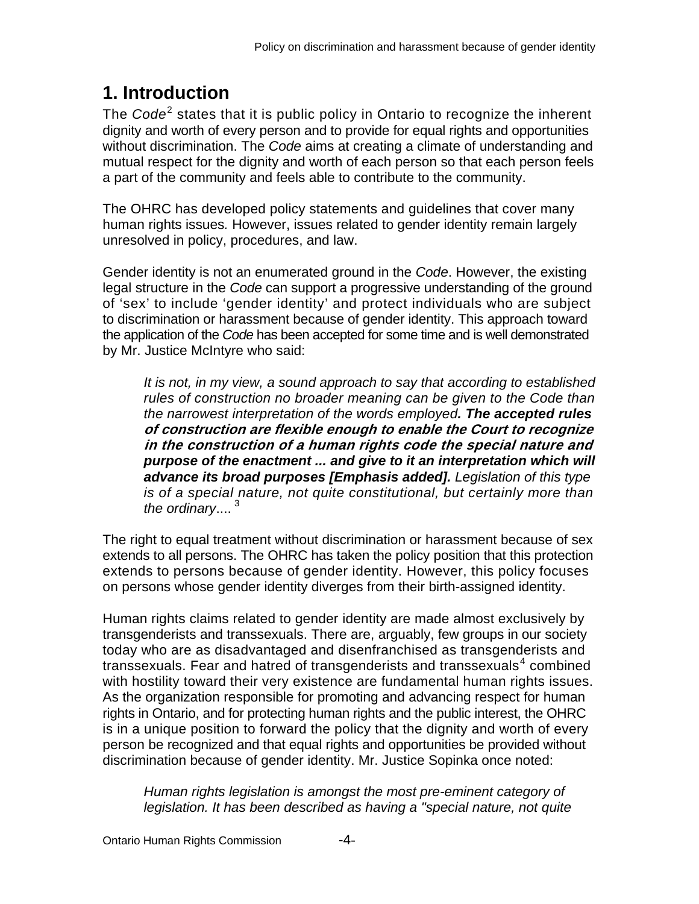# 1. Introduction

The *Code*[2] states that it is public policy in Ontario to recognize the inherent dignity and worth of every person and to provide for equal rights and opportunities without discrimination. The *Code* aims at creating a climate of understanding and mutual respect for the dignity and worth of each person so that each person feels a part of the community and feels able to contribute to the community.

The OHRC has developed policy statements and guidelines that cover many human rights issues. However, issues related to gender identity remain largely unresolved in policy, procedures, and law.

Gender identity is not an enumerated ground in the *Code*. However, the existing legal structure in the *Code* can support a progressive understanding of the ground of 'sex' to include 'gender identity' and protect individuals who are subject to discrimination or harassment because of gender identity. This approach toward the application of the *Code* has been accepted for some time and is well demonstrated by Mr. Justice McIntyre who said:

> *It is not, in my view, a sound approach to say that according to established rules of construction no broader meaning can be given to the Code than the narrowest interpretation of the words employed**. The accepted rules of construction are flexible enough to enable the Court to recognize in the construction of a human rights code the special nature and purpose of the enactment ... and give to it an interpretation which will advance its broad purposes [Emphasis added].** Legislation of this type is of a special nature, not quite constitutional, but certainly more than the ordinary*....[3]

The right to equal treatment without discrimination or harassment because of sex extends to all persons. The OHRC has taken the policy position that this protection extends to persons because of gender identity. However, this policy focuses on persons whose gender identity diverges from their birth-assigned identity.

Human rights claims related to gender identity are made almost exclusively by transgenderists and transsexuals. There are, arguably, few groups in our society today who are as disadvantaged and disenfranchised as transgenderists and transsexuals. Fear and hatred of transgenderists and transsexuals[4] combined with hostility toward their very existence are fundamental human rights issues. As the organization responsible for promoting and advancing respect for human rights in Ontario, and for protecting human rights and the public interest, the OHRC is in a unique position to forward the policy that the dignity and worth of every person be recognized and that equal rights and opportunities be provided without discrimination because of gender identity. Mr. Justice Sopinka once noted:

> *Human rights legislation is amongst the most pre-eminent category of legislation. It has been described as having a "special nature, not quite*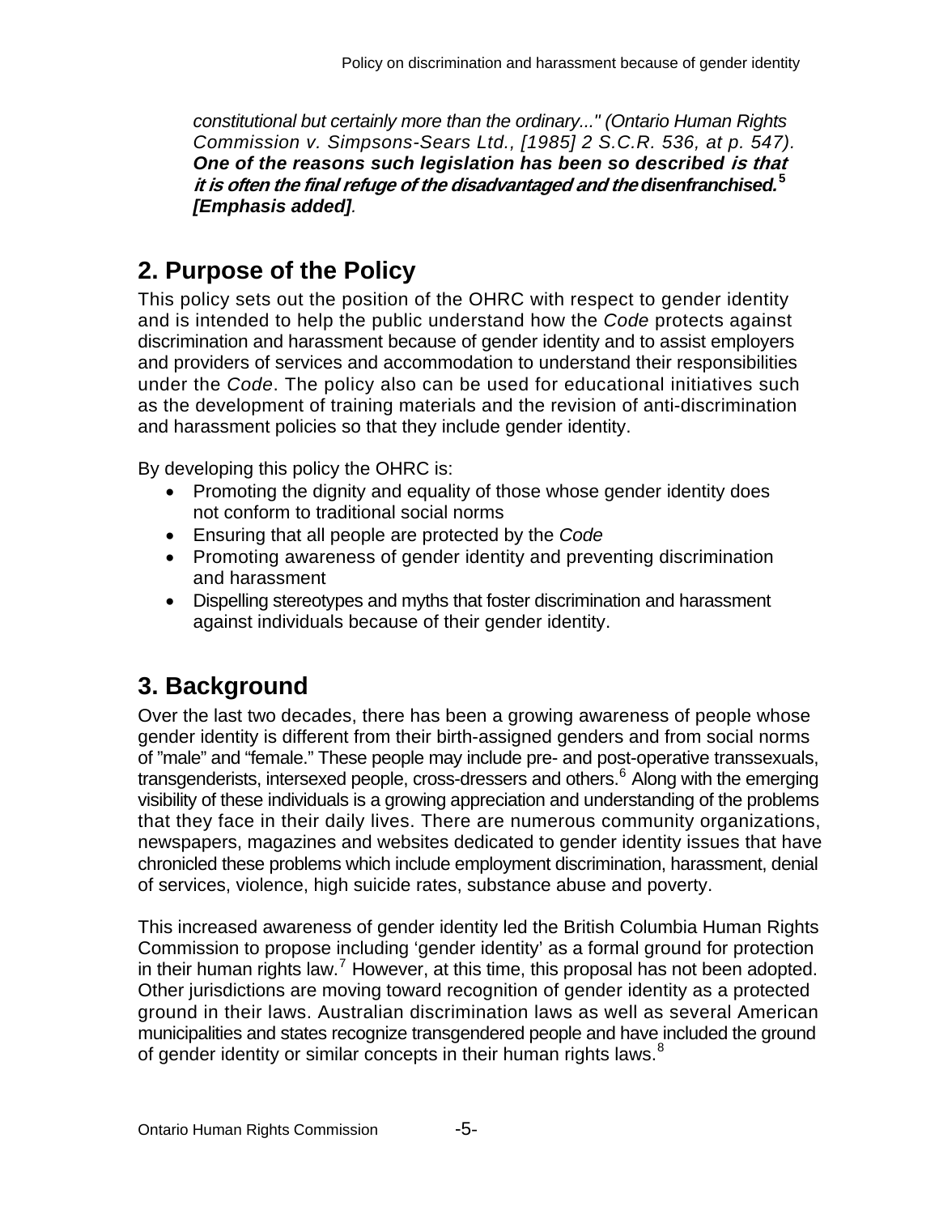*constitutional but certainly more than the ordinary..." (Ontario Human Rights Commission v. Simpsons-Sears Ltd., [1985] 2 S.C.R. 536, at p. 547).* ***One of the reasons such legislation has been so described is that it is often the final refuge of the disadvantaged and the disenfranchised.***[5] ***[Emphasis added]***.

## 2. Purpose of the Policy

This policy sets out the position of the OHRC with respect to gender identity and is intended to help the public understand how the *Code* protects against discrimination and harassment because of gender identity and to assist employers and providers of services and accommodation to understand their responsibilities under the *Code*. The policy also can be used for educational initiatives such as the development of training materials and the revision of anti-discrimination and harassment policies so that they include gender identity.

By developing this policy the OHRC is:

- Promoting the dignity and equality of those whose gender identity does not conform to traditional social norms
- Ensuring that all people are protected by the *Code*
- Promoting awareness of gender identity and preventing discrimination and harassment
- Dispelling stereotypes and myths that foster discrimination and harassment against individuals because of their gender identity.

## 3. Background

Over the last two decades, there has been a growing awareness of people whose gender identity is different from their birth-assigned genders and from social norms of "male" and "female." These people may include pre- and post-operative transsexuals, transgenderists, intersexed people, cross-dressers and others.[6] Along with the emerging visibility of these individuals is a growing appreciation and understanding of the problems that they face in their daily lives. There are numerous community organizations, newspapers, magazines and websites dedicated to gender identity issues that have chronicled these problems which include employment discrimination, harassment, denial of services, violence, high suicide rates, substance abuse and poverty.

This increased awareness of gender identity led the British Columbia Human Rights Commission to propose including 'gender identity' as a formal ground for protection in their human rights law.[7] However, at this time, this proposal has not been adopted. Other jurisdictions are moving toward recognition of gender identity as a protected ground in their laws. Australian discrimination laws as well as several American municipalities and states recognize transgendered people and have included the ground of gender identity or similar concepts in their human rights laws.[8]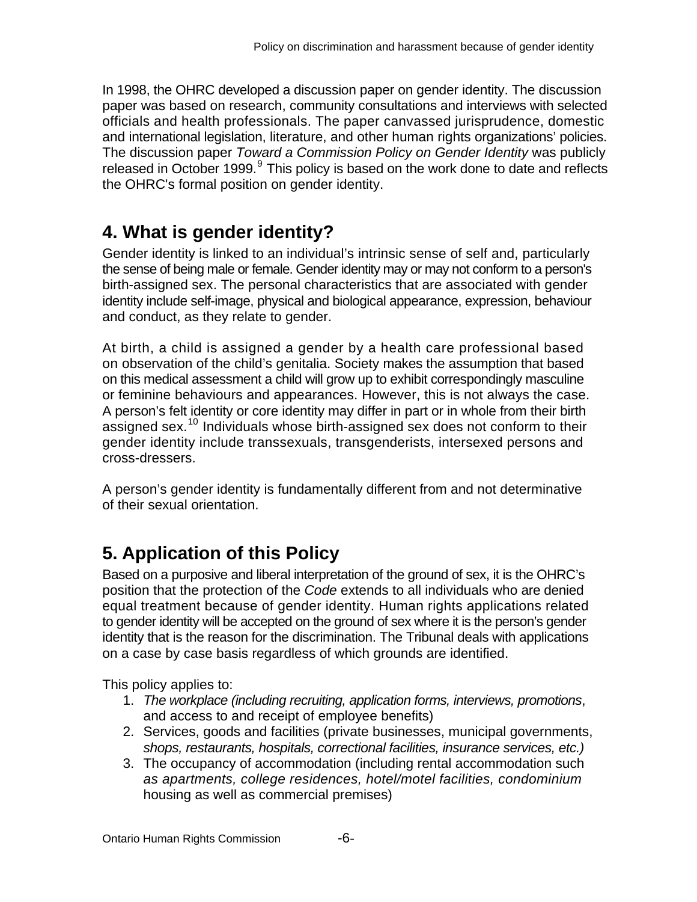In 1998, the OHRC developed a discussion paper on gender identity. The discussion paper was based on research, community consultations and interviews with selected officials and health professionals. The paper canvassed jurisprudence, domestic and international legislation, literature, and other human rights organizations' policies. The discussion paper *Toward a Commission Policy on Gender Identity* was publicly released in October 1999.[9] This policy is based on the work done to date and reflects the OHRC's formal position on gender identity.

## 4. What is gender identity?

Gender identity is linked to an individual's intrinsic sense of self and, particularly the sense of being male or female. Gender identity may or may not conform to a person's birth-assigned sex. The personal characteristics that are associated with gender identity include self-image, physical and biological appearance, expression, behaviour and conduct, as they relate to gender.

At birth, a child is assigned a gender by a health care professional based on observation of the child's genitalia. Society makes the assumption that based on this medical assessment a child will grow up to exhibit correspondingly masculine or feminine behaviours and appearances. However, this is not always the case. A person's felt identity or core identity may differ in part or in whole from their birth assigned sex.[10] Individuals whose birth-assigned sex does not conform to their gender identity include transsexuals, transgenderists, intersexed persons and cross-dressers.

A person's gender identity is fundamentally different from and not determinative of their sexual orientation.

## 5. Application of this Policy

Based on a purposive and liberal interpretation of the ground of sex, it is the OHRC's position that the protection of the *Code* extends to all individuals who are denied equal treatment because of gender identity. Human rights applications related to gender identity will be accepted on the ground of sex where it is the person's gender identity that is the reason for the discrimination. The Tribunal deals with applications on a case by case basis regardless of which grounds are identified.

This policy applies to:

1. *The workplace (including recruiting, application forms, interviews, promotions*, and access to and receipt of employee benefits)
2. Services, goods and facilities (private businesses, municipal governments, *shops, restaurants, hospitals, correctional facilities, insurance services, etc.)*
3. The occupancy of accommodation (including rental accommodation such *as apartments, college residences, hotel/motel facilities, condominium* housing as well as commercial premises)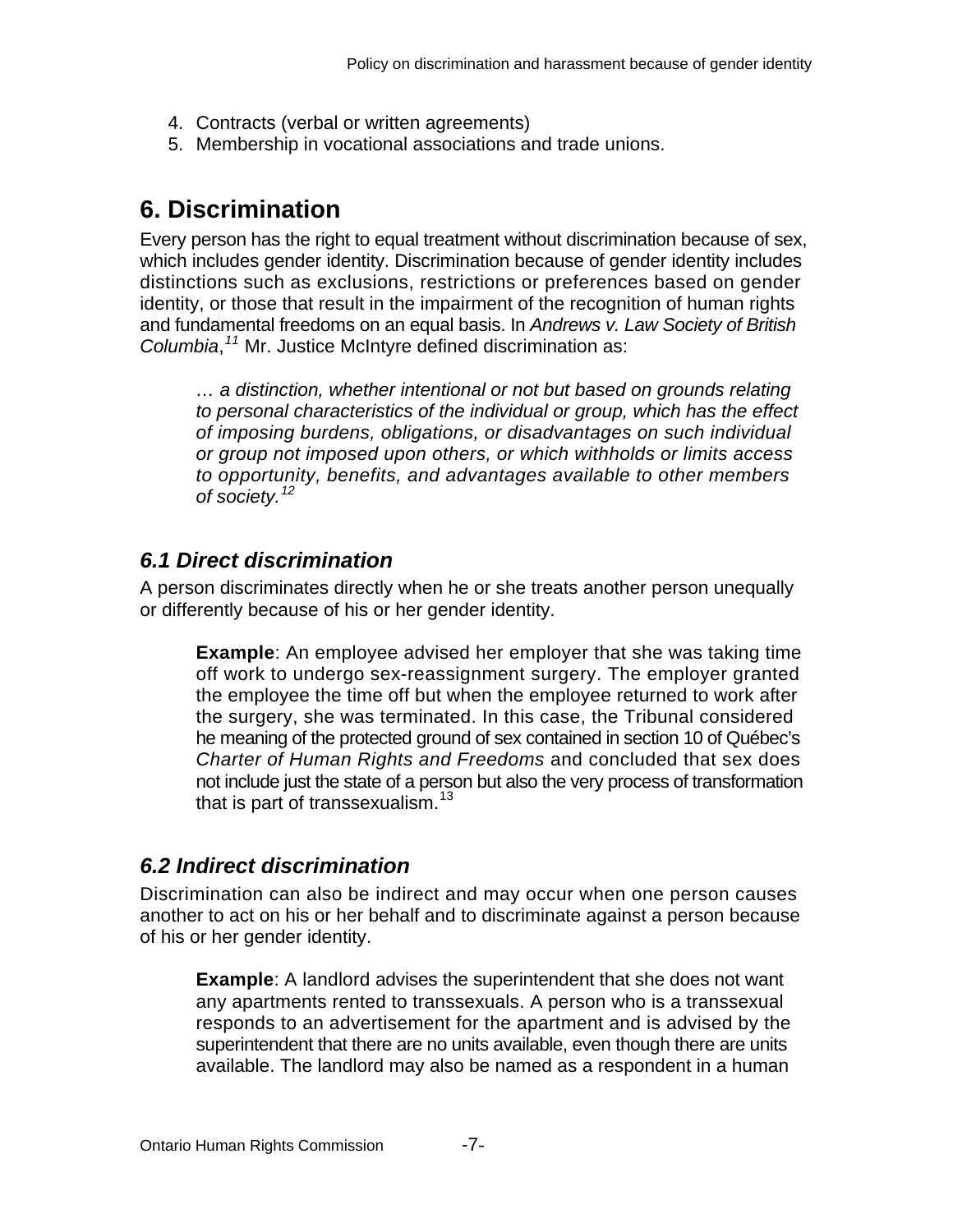4. Contracts (verbal or written agreements)
5. Membership in vocational associations and trade unions.

# 6. Discrimination

Every person has the right to equal treatment without discrimination because of sex, which includes gender identity. Discrimination because of gender identity includes distinctions such as exclusions, restrictions or preferences based on gender identity, or those that result in the impairment of the recognition of human rights and fundamental freedoms on an equal basis. In *Andrews v. Law Society of British Columbia*,[11] Mr. Justice McIntyre defined discrimination as:

> *… a distinction, whether intentional or not but based on grounds relating to personal characteristics of the individual or group, which has the effect of imposing burdens, obligations, or disadvantages on such individual or group not imposed upon others, or which withholds or limits access to opportunity, benefits, and advantages available to other members of society.*[12]

## *6.1 Direct discrimination*

A person discriminates directly when he or she treats another person unequally or differently because of his or her gender identity.

> **Example**: An employee advised her employer that she was taking time off work to undergo sex-reassignment surgery. The employer granted the employee the time off but when the employee returned to work after the surgery, she was terminated. In this case, the Tribunal considered he meaning of the protected ground of sex contained in section 10 of Québec's *Charter of Human Rights and Freedoms* and concluded that sex does not include just the state of a person but also the very process of transformation that is part of transsexualism.[13]

## *6.2 Indirect discrimination*

Discrimination can also be indirect and may occur when one person causes another to act on his or her behalf and to discriminate against a person because of his or her gender identity.

> **Example**: A landlord advises the superintendent that she does not want any apartments rented to transsexuals. A person who is a transsexual responds to an advertisement for the apartment and is advised by the superintendent that there are no units available, even though there are units available. The landlord may also be named as a respondent in a human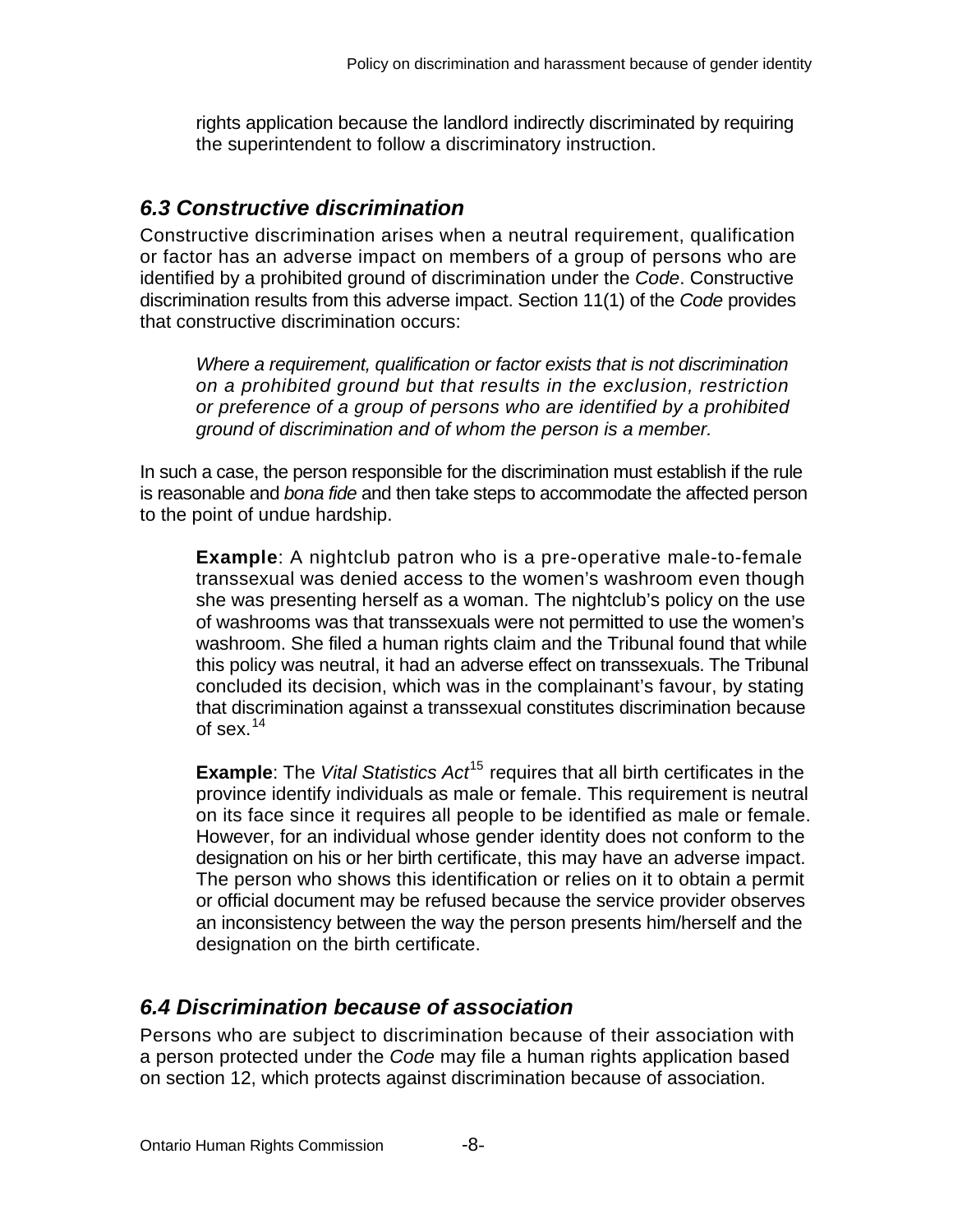rights application because the landlord indirectly discriminated by requiring the superintendent to follow a discriminatory instruction.

### *6.3 Constructive discrimination*

Constructive discrimination arises when a neutral requirement, qualification or factor has an adverse impact on members of a group of persons who are identified by a prohibited ground of discrimination under the *Code*. Constructive discrimination results from this adverse impact. Section 11(1) of the *Code* provides that constructive discrimination occurs:

> *Where a requirement, qualification or factor exists that is not discrimination on a prohibited ground but that results in the exclusion, restriction or preference of a group of persons who are identified by a prohibited ground of discrimination and of whom the person is a member.*

In such a case, the person responsible for the discrimination must establish if the rule is reasonable and *bona fide* and then take steps to accommodate the affected person to the point of undue hardship.

> **Example**: A nightclub patron who is a pre-operative male-to-female transsexual was denied access to the women's washroom even though she was presenting herself as a woman. The nightclub's policy on the use of washrooms was that transsexuals were not permitted to use the women's washroom. She filed a human rights claim and the Tribunal found that while this policy was neutral, it had an adverse effect on transsexuals. The Tribunal concluded its decision, which was in the complainant's favour, by stating that discrimination against a transsexual constitutes discrimination because of sex.[14]
>
> **Example**: The *Vital Statistics Act*[15] requires that all birth certificates in the province identify individuals as male or female. This requirement is neutral on its face since it requires all people to be identified as male or female. However, for an individual whose gender identity does not conform to the designation on his or her birth certificate, this may have an adverse impact. The person who shows this identification or relies on it to obtain a permit or official document may be refused because the service provider observes an inconsistency between the way the person presents him/herself and the designation on the birth certificate.

### *6.4 Discrimination because of association*

Persons who are subject to discrimination because of their association with a person protected under the *Code* may file a human rights application based on section 12, which protects against discrimination because of association.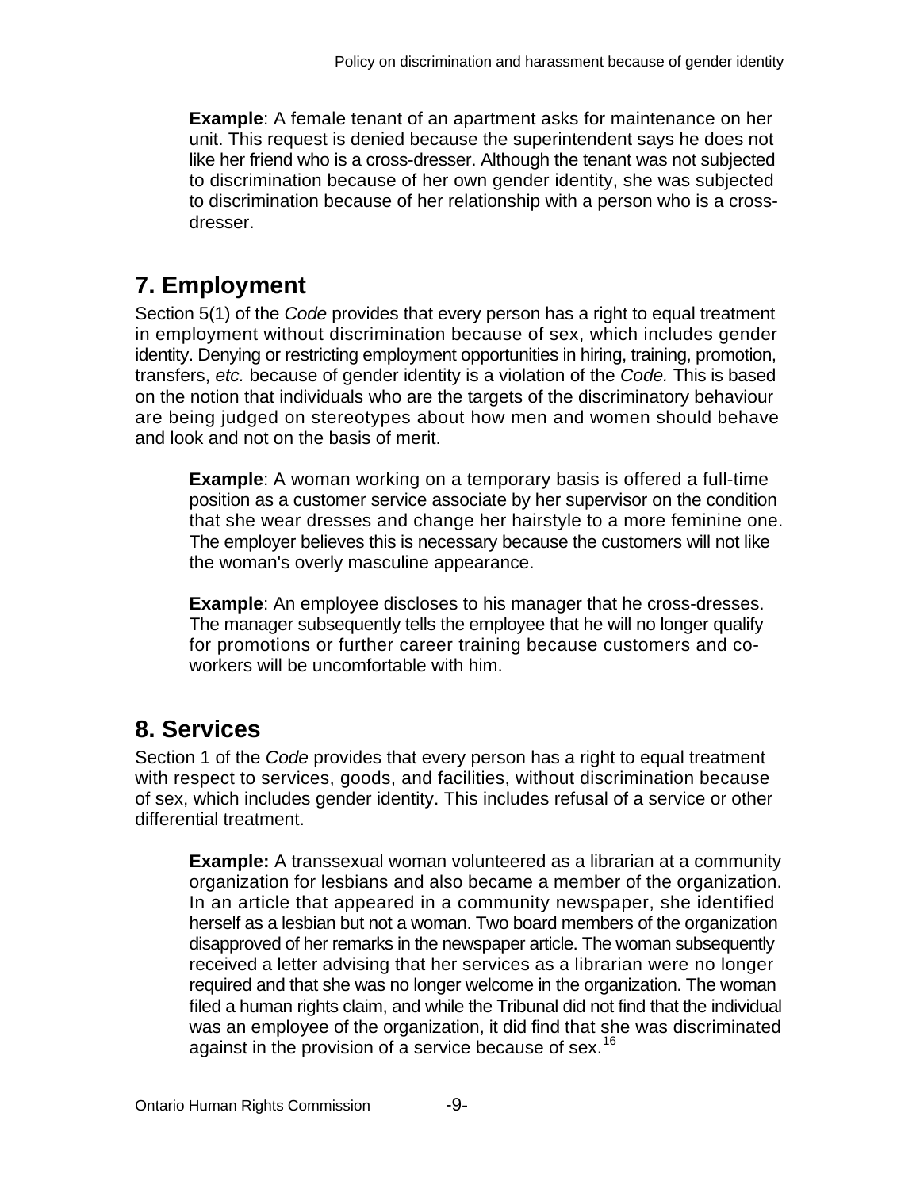**Example**: A female tenant of an apartment asks for maintenance on her unit. This request is denied because the superintendent says he does not like her friend who is a cross-dresser. Although the tenant was not subjected to discrimination because of her own gender identity, she was subjected to discrimination because of her relationship with a person who is a cross-dresser.

## 7. Employment

Section 5(1) of the *Code* provides that every person has a right to equal treatment in employment without discrimination because of sex, which includes gender identity. Denying or restricting employment opportunities in hiring, training, promotion, transfers, *etc.* because of gender identity is a violation of the *Code.* This is based on the notion that individuals who are the targets of the discriminatory behaviour are being judged on stereotypes about how men and women should behave and look and not on the basis of merit.

**Example**: A woman working on a temporary basis is offered a full-time position as a customer service associate by her supervisor on the condition that she wear dresses and change her hairstyle to a more feminine one. The employer believes this is necessary because the customers will not like the woman's overly masculine appearance.

**Example**: An employee discloses to his manager that he cross-dresses. The manager subsequently tells the employee that he will no longer qualify for promotions or further career training because customers and co-workers will be uncomfortable with him.

## 8. Services

Section 1 of the *Code* provides that every person has a right to equal treatment with respect to services, goods, and facilities, without discrimination because of sex, which includes gender identity. This includes refusal of a service or other differential treatment.

**Example:** A transsexual woman volunteered as a librarian at a community organization for lesbians and also became a member of the organization. In an article that appeared in a community newspaper, she identified herself as a lesbian but not a woman. Two board members of the organization disapproved of her remarks in the newspaper article. The woman subsequently received a letter advising that her services as a librarian were no longer required and that she was no longer welcome in the organization. The woman filed a human rights claim, and while the Tribunal did not find that the individual was an employee of the organization, it did find that she was discriminated against in the provision of a service because of sex.[16]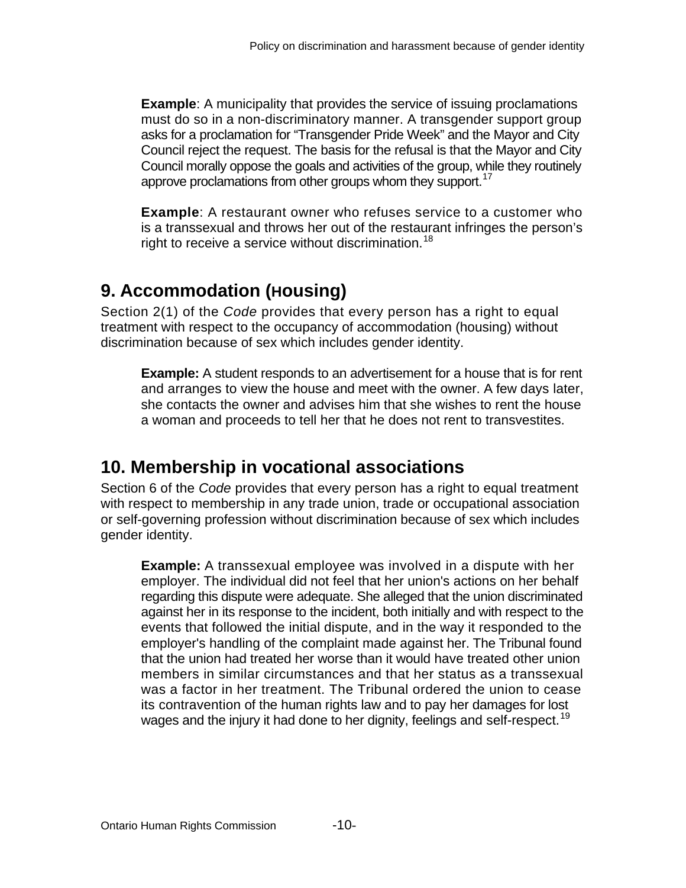**Example**: A municipality that provides the service of issuing proclamations must do so in a non-discriminatory manner. A transgender support group asks for a proclamation for "Transgender Pride Week" and the Mayor and City Council reject the request. The basis for the refusal is that the Mayor and City Council morally oppose the goals and activities of the group, while they routinely approve proclamations from other groups whom they support.[17]

**Example**: A restaurant owner who refuses service to a customer who is a transsexual and throws her out of the restaurant infringes the person's right to receive a service without discrimination.[18]

## 9. Accommodation (Housing)

Section 2(1) of the *Code* provides that every person has a right to equal treatment with respect to the occupancy of accommodation (housing) without discrimination because of sex which includes gender identity.

**Example:** A student responds to an advertisement for a house that is for rent and arranges to view the house and meet with the owner. A few days later, she contacts the owner and advises him that she wishes to rent the house a woman and proceeds to tell her that he does not rent to transvestites.

## 10. Membership in vocational associations

Section 6 of the *Code* provides that every person has a right to equal treatment with respect to membership in any trade union, trade or occupational association or self-governing profession without discrimination because of sex which includes gender identity.

**Example:** A transsexual employee was involved in a dispute with her employer. The individual did not feel that her union's actions on her behalf regarding this dispute were adequate. She alleged that the union discriminated against her in its response to the incident, both initially and with respect to the events that followed the initial dispute, and in the way it responded to the employer's handling of the complaint made against her. The Tribunal found that the union had treated her worse than it would have treated other union members in similar circumstances and that her status as a transsexual was a factor in her treatment. The Tribunal ordered the union to cease its contravention of the human rights law and to pay her damages for lost wages and the injury it had done to her dignity, feelings and self-respect.[19]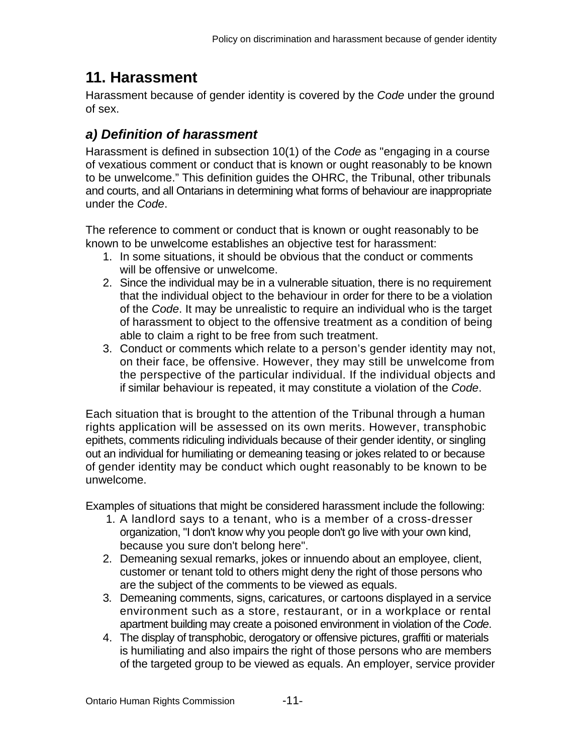## 11. Harassment

Harassment because of gender identity is covered by the *Code* under the ground of sex.

### *a) Definition of harassment*

Harassment is defined in subsection 10(1) of the *Code* as "engaging in a course of vexatious comment or conduct that is known or ought reasonably to be known to be unwelcome." This definition guides the OHRC, the Tribunal, other tribunals and courts, and all Ontarians in determining what forms of behaviour are inappropriate under the *Code*.

The reference to comment or conduct that is known or ought reasonably to be known to be unwelcome establishes an objective test for harassment:

1. In some situations, it should be obvious that the conduct or comments will be offensive or unwelcome.
2. Since the individual may be in a vulnerable situation, there is no requirement that the individual object to the behaviour in order for there to be a violation of the *Code*. It may be unrealistic to require an individual who is the target of harassment to object to the offensive treatment as a condition of being able to claim a right to be free from such treatment.
3. Conduct or comments which relate to a person's gender identity may not, on their face, be offensive. However, they may still be unwelcome from the perspective of the particular individual. If the individual objects and if similar behaviour is repeated, it may constitute a violation of the *Code*.

Each situation that is brought to the attention of the Tribunal through a human rights application will be assessed on its own merits. However, transphobic epithets, comments ridiculing individuals because of their gender identity, or singling out an individual for humiliating or demeaning teasing or jokes related to or because of gender identity may be conduct which ought reasonably to be known to be unwelcome.

Examples of situations that might be considered harassment include the following:

1. A landlord says to a tenant, who is a member of a cross-dresser organization, "I don't know why you people don't go live with your own kind, because you sure don't belong here".
2. Demeaning sexual remarks, jokes or innuendo about an employee, client, customer or tenant told to others might deny the right of those persons who are the subject of the comments to be viewed as equals.
3. Demeaning comments, signs, caricatures, or cartoons displayed in a service environment such as a store, restaurant, or in a workplace or rental apartment building may create a poisoned environment in violation of the *Code*.
4. The display of transphobic, derogatory or offensive pictures, graffiti or materials is humiliating and also impairs the right of those persons who are members of the targeted group to be viewed as equals. An employer, service provider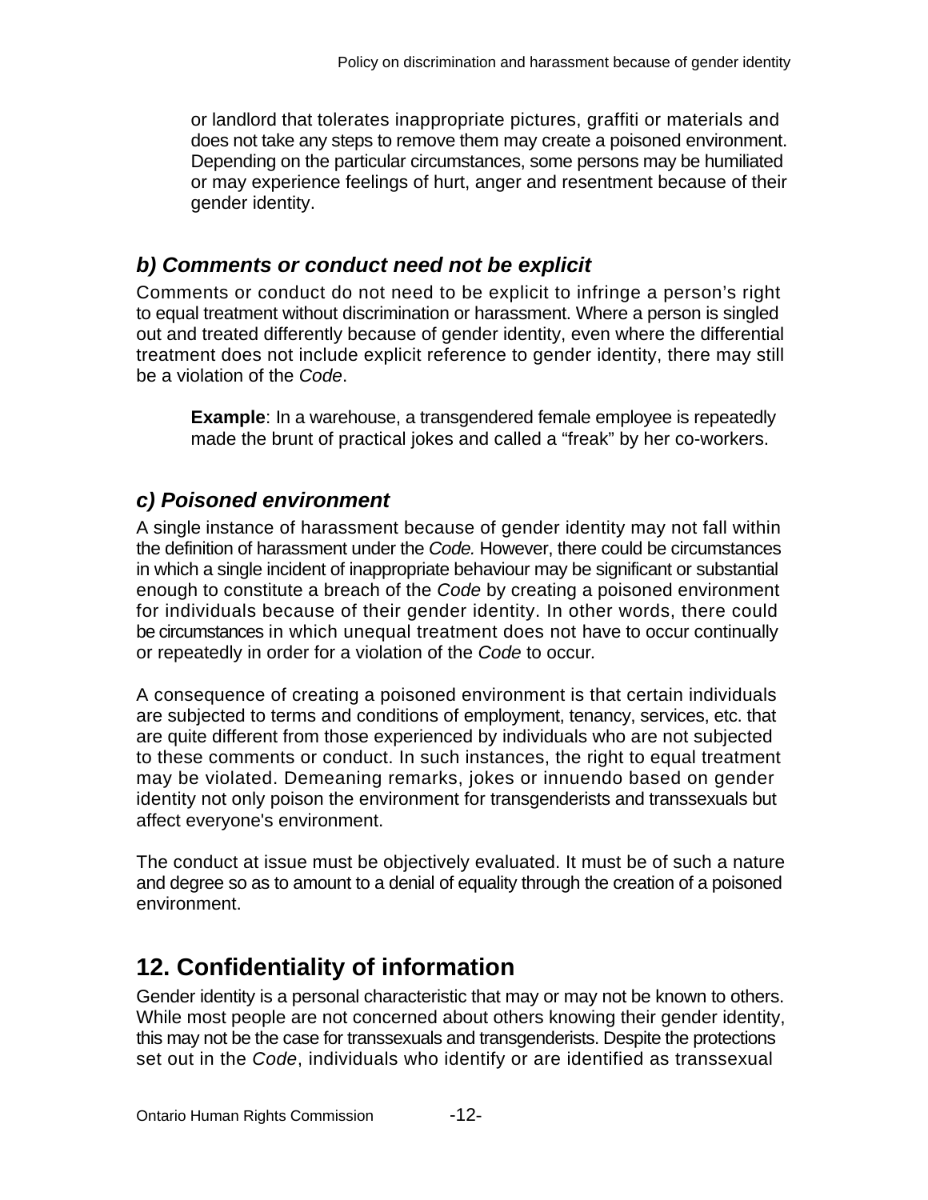or landlord that tolerates inappropriate pictures, graffiti or materials and does not take any steps to remove them may create a poisoned environment. Depending on the particular circumstances, some persons may be humiliated or may experience feelings of hurt, anger and resentment because of their gender identity.

### *b) Comments or conduct need not be explicit*

Comments or conduct do not need to be explicit to infringe a person's right to equal treatment without discrimination or harassment. Where a person is singled out and treated differently because of gender identity, even where the differential treatment does not include explicit reference to gender identity, there may still be a violation of the *Code*.

> **Example**: In a warehouse, a transgendered female employee is repeatedly made the brunt of practical jokes and called a "freak" by her co-workers.

### *c) Poisoned environment*

A single instance of harassment because of gender identity may not fall within the definition of harassment under the *Code.* However, there could be circumstances in which a single incident of inappropriate behaviour may be significant or substantial enough to constitute a breach of the *Code* by creating a poisoned environment for individuals because of their gender identity. In other words, there could be circumstances in which unequal treatment does not have to occur continually or repeatedly in order for a violation of the *Code* to occur.

A consequence of creating a poisoned environment is that certain individuals are subjected to terms and conditions of employment, tenancy, services, etc. that are quite different from those experienced by individuals who are not subjected to these comments or conduct. In such instances, the right to equal treatment may be violated. Demeaning remarks, jokes or innuendo based on gender identity not only poison the environment for transgenderists and transsexuals but affect everyone's environment.

The conduct at issue must be objectively evaluated. It must be of such a nature and degree so as to amount to a denial of equality through the creation of a poisoned environment.

## 12. Confidentiality of information

Gender identity is a personal characteristic that may or may not be known to others. While most people are not concerned about others knowing their gender identity, this may not be the case for transsexuals and transgenderists. Despite the protections set out in the *Code*, individuals who identify or are identified as transsexual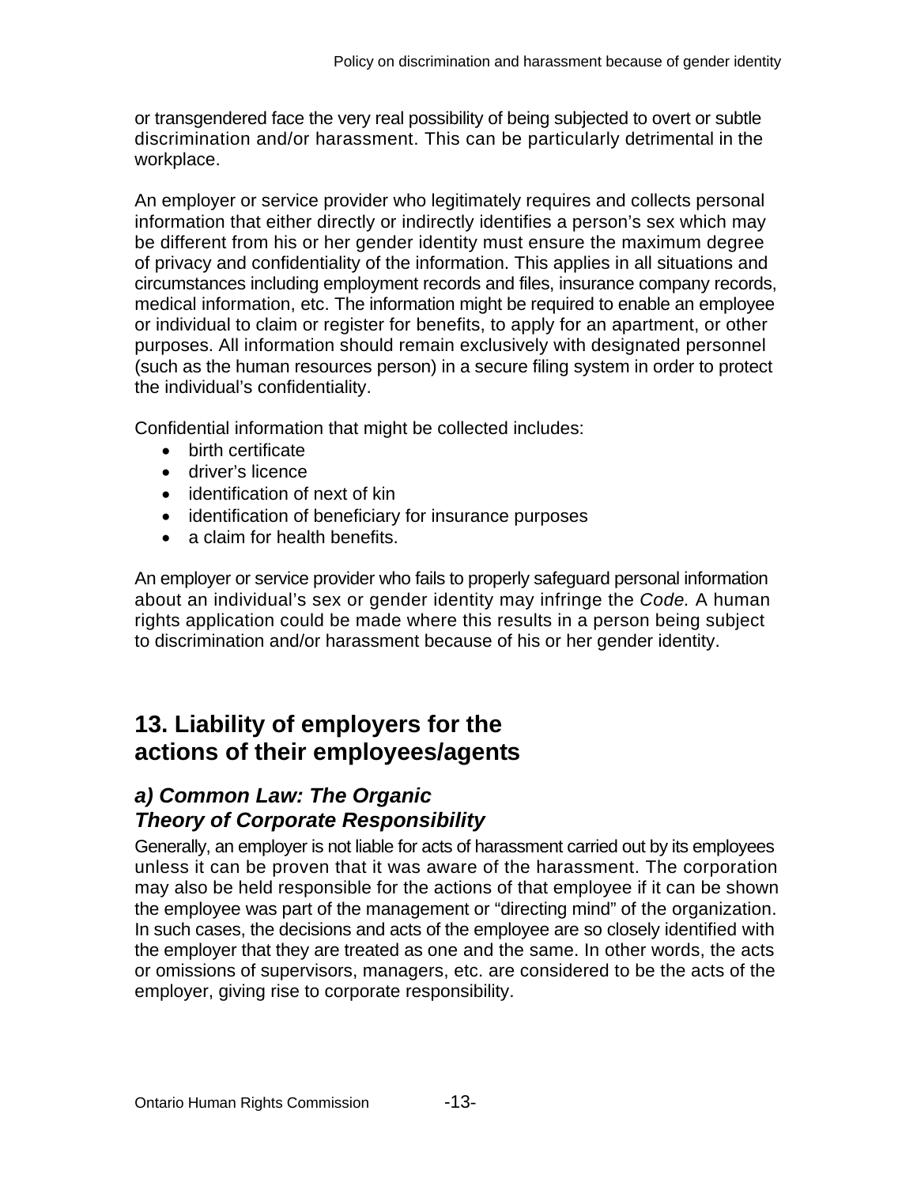or transgendered face the very real possibility of being subjected to overt or subtle discrimination and/or harassment. This can be particularly detrimental in the workplace.

An employer or service provider who legitimately requires and collects personal information that either directly or indirectly identifies a person's sex which may be different from his or her gender identity must ensure the maximum degree of privacy and confidentiality of the information. This applies in all situations and circumstances including employment records and files, insurance company records, medical information, etc. The information might be required to enable an employee or individual to claim or register for benefits, to apply for an apartment, or other purposes. All information should remain exclusively with designated personnel (such as the human resources person) in a secure filing system in order to protect the individual's confidentiality.

Confidential information that might be collected includes:

- birth certificate
- driver's licence
- identification of next of kin
- identification of beneficiary for insurance purposes
- a claim for health benefits.

An employer or service provider who fails to properly safeguard personal information about an individual's sex or gender identity may infringe the *Code.* A human rights application could be made where this results in a person being subject to discrimination and/or harassment because of his or her gender identity.

## 13. Liability of employers for the actions of their employees/agents

### *a) Common Law: The Organic Theory of Corporate Responsibility*

Generally, an employer is not liable for acts of harassment carried out by its employees unless it can be proven that it was aware of the harassment. The corporation may also be held responsible for the actions of that employee if it can be shown the employee was part of the management or "directing mind" of the organization. In such cases, the decisions and acts of the employee are so closely identified with the employer that they are treated as one and the same. In other words, the acts or omissions of supervisors, managers, etc. are considered to be the acts of the employer, giving rise to corporate responsibility.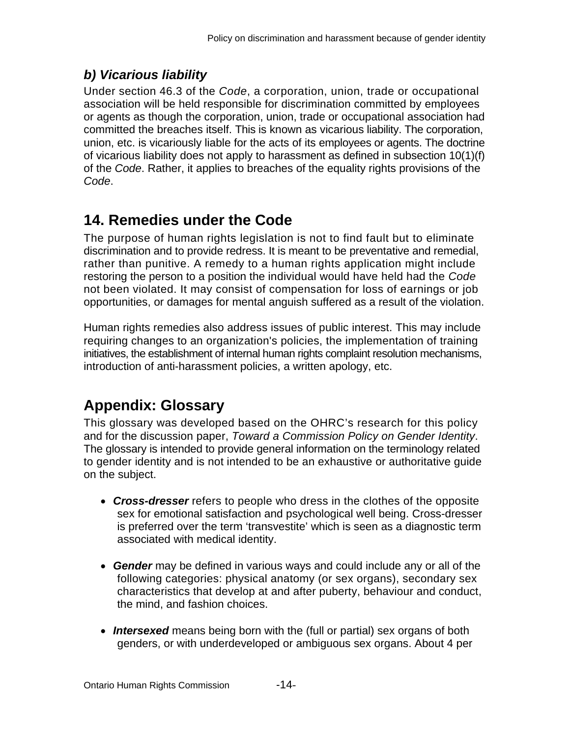### *b) Vicarious liability*

Under section 46.3 of the *Code*, a corporation, union, trade or occupational association will be held responsible for discrimination committed by employees or agents as though the corporation, union, trade or occupational association had committed the breaches itself. This is known as vicarious liability. The corporation, union, etc. is vicariously liable for the acts of its employees or agents. The doctrine of vicarious liability does not apply to harassment as defined in subsection 10(1)(f) of the *Code*. Rather, it applies to breaches of the equality rights provisions of the *Code*.

## 14. Remedies under the Code

The purpose of human rights legislation is not to find fault but to eliminate discrimination and to provide redress. It is meant to be preventative and remedial, rather than punitive. A remedy to a human rights application might include restoring the person to a position the individual would have held had the *Code* not been violated. It may consist of compensation for loss of earnings or job opportunities, or damages for mental anguish suffered as a result of the violation.

Human rights remedies also address issues of public interest. This may include requiring changes to an organization's policies, the implementation of training initiatives, the establishment of internal human rights complaint resolution mechanisms, introduction of anti-harassment policies, a written apology, etc.

## Appendix: Glossary

This glossary was developed based on the OHRC's research for this policy and for the discussion paper, *Toward a Commission Policy on Gender Identity*. The glossary is intended to provide general information on the terminology related to gender identity and is not intended to be an exhaustive or authoritative guide on the subject.

- ***Cross-dresser*** refers to people who dress in the clothes of the opposite sex for emotional satisfaction and psychological well being. Cross-dresser is preferred over the term 'transvestite' which is seen as a diagnostic term associated with medical identity.

- ***Gender*** may be defined in various ways and could include any or all of the following categories: physical anatomy (or sex organs), secondary sex characteristics that develop at and after puberty, behaviour and conduct, the mind, and fashion choices.

- ***Intersexed*** means being born with the (full or partial) sex organs of both genders, or with underdeveloped or ambiguous sex organs. About 4 per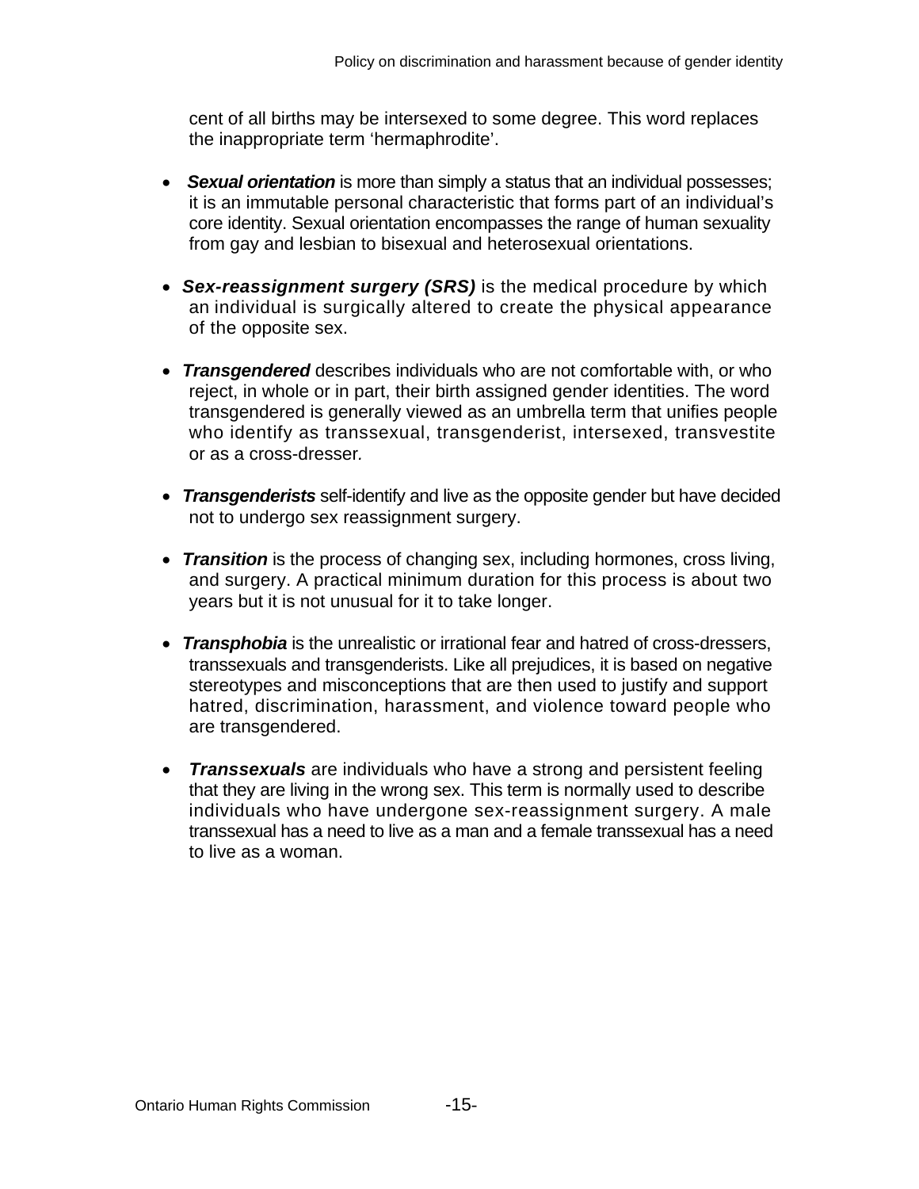cent of all births may be intersexed to some degree. This word replaces the inappropriate term 'hermaphrodite'.

- ***Sexual orientation*** is more than simply a status that an individual possesses; it is an immutable personal characteristic that forms part of an individual's core identity. Sexual orientation encompasses the range of human sexuality from gay and lesbian to bisexual and heterosexual orientations.

- ***Sex-reassignment surgery (SRS)*** is the medical procedure by which an individual is surgically altered to create the physical appearance of the opposite sex.

- ***Transgendered*** describes individuals who are not comfortable with, or who reject, in whole or in part, their birth assigned gender identities. The word transgendered is generally viewed as an umbrella term that unifies people who identify as transsexual, transgenderist, intersexed, transvestite or as a cross-dresser.

- ***Transgenderists*** self-identify and live as the opposite gender but have decided not to undergo sex reassignment surgery.

- ***Transition*** is the process of changing sex, including hormones, cross living, and surgery. A practical minimum duration for this process is about two years but it is not unusual for it to take longer.

- ***Transphobia*** is the unrealistic or irrational fear and hatred of cross-dressers, transsexuals and transgenderists. Like all prejudices, it is based on negative stereotypes and misconceptions that are then used to justify and support hatred, discrimination, harassment, and violence toward people who are transgendered.

- ***Transsexuals*** are individuals who have a strong and persistent feeling that they are living in the wrong sex. This term is normally used to describe individuals who have undergone sex-reassignment surgery. A male transsexual has a need to live as a man and a female transsexual has a need to live as a woman.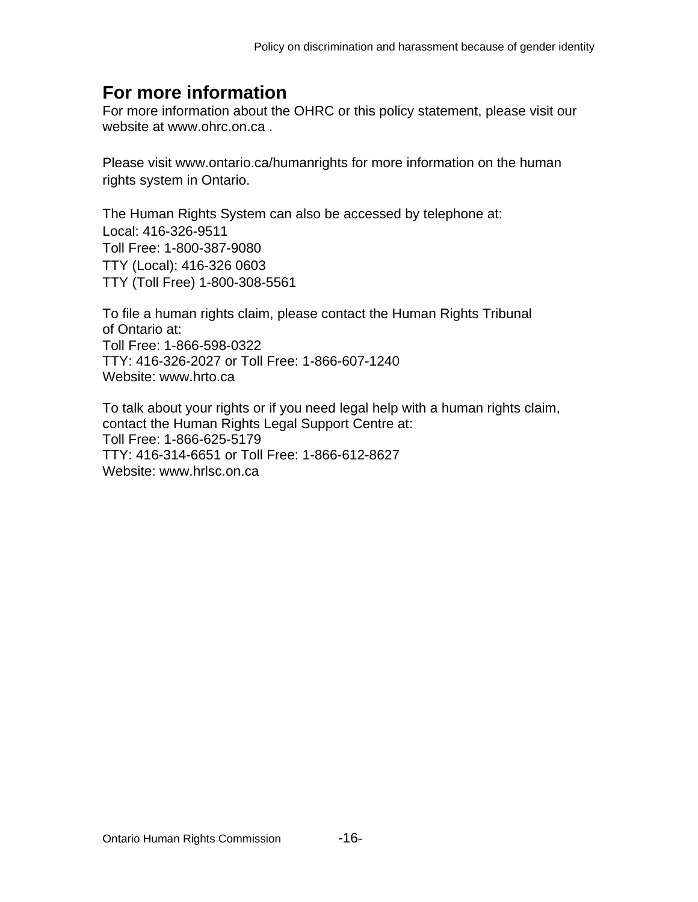## For more information

For more information about the OHRC or this policy statement, please visit our website at www.ohrc.on.ca .

Please visit www.ontario.ca/humanrights for more information on the human rights system in Ontario.

The Human Rights System can also be accessed by telephone at:
Local: 416-326-9511
Toll Free: 1-800-387-9080
TTY (Local): 416-326 0603
TTY (Toll Free) 1-800-308-5561

To file a human rights claim, please contact the Human Rights Tribunal of Ontario at:
Toll Free: 1-866-598-0322
TTY: 416-326-2027 or Toll Free: 1-866-607-1240
Website: www.hrto.ca

To talk about your rights or if you need legal help with a human rights claim, contact the Human Rights Legal Support Centre at:
Toll Free: 1-866-625-5179
TTY: 416-314-6651 or Toll Free: 1-866-612-8627
Website: www.hrlsc.on.ca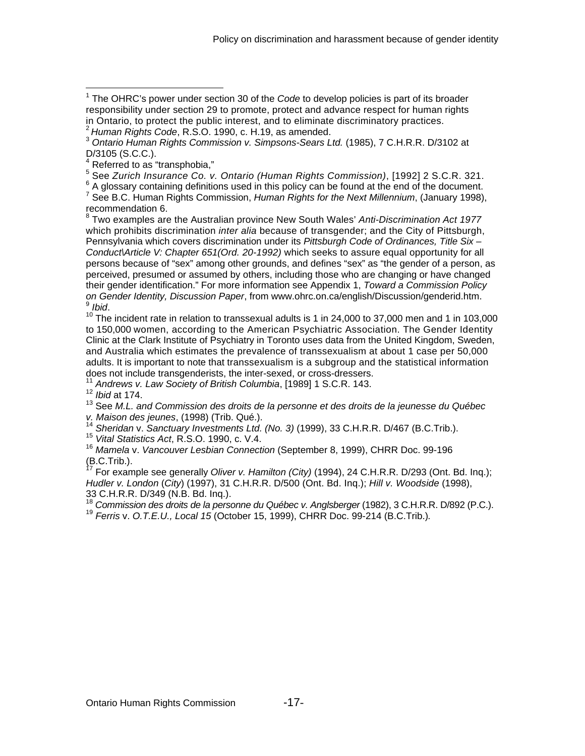[1] The OHRC's power under section 30 of the *Code* to develop policies is part of its broader responsibility under section 29 to promote, protect and advance respect for human rights in Ontario, to protect the public interest, and to eliminate discriminatory practices.

[2] *Human Rights Code*, R.S.O. 1990, c. H.19, as amended.

[3] *Ontario Human Rights Commission v. Simpsons-Sears Ltd.* (1985), 7 C.H.R.R. D/3102 at D/3105 (S.C.C.).

[4] Referred to as "transphobia,"

[5] See *Zurich Insurance Co. v. Ontario (Human Rights Commission)*, [1992] 2 S.C.R. 321.

[6] A glossary containing definitions used in this policy can be found at the end of the document.

[7] See B.C. Human Rights Commission, *Human Rights for the Next Millennium*, (January 1998), recommendation 6.

[8] Two examples are the Australian province New South Wales' *Anti-Discrimination Act 1977* which prohibits discrimination *inter alia* because of transgender; and the City of Pittsburgh, Pennsylvania which covers discrimination under its *Pittsburgh Code of Ordinances, Title Six – Conduct\Article V: Chapter 651(Ord. 20-1992)* which seeks to assure equal opportunity for all persons because of "sex" among other grounds, and defines "sex" as "the gender of a person, as perceived, presumed or assumed by others, including those who are changing or have changed their gender identification." For more information see Appendix 1, *Toward a Commission Policy on Gender Identity, Discussion Paper*, from www.ohrc.on.ca/english/Discussion/genderid.htm.

[9] *Ibid*.

[10] The incident rate in relation to transsexual adults is 1 in 24,000 to 37,000 men and 1 in 103,000 to 150,000 women, according to the American Psychiatric Association. The Gender Identity Clinic at the Clark Institute of Psychiatry in Toronto uses data from the United Kingdom, Sweden, and Australia which estimates the prevalence of transsexualism at about 1 case per 50,000 adults. It is important to note that transsexualism is a subgroup and the statistical information does not include transgenderists, the inter-sexed, or cross-dressers.

[11] *Andrews v. Law Society of British Columbia*, [1989] 1 S.C.R. 143.

[12] *Ibid* at 174.

[13] See *M.L. and Commission des droits de la personne et des droits de la jeunesse du Québec v. Maison des jeunes*, (1998) (Trib. Qué.).

[14] *Sheridan* v. *Sanctuary Investments Ltd. (No. 3)* (1999), 33 C.H.R.R. D/467 (B.C.Trib.).

[15] *Vital Statistics Act*, R.S.O. 1990, c. V.4.

[16] *Mamela* v. *Vancouver Lesbian Connection* (September 8, 1999), CHRR Doc. 99-196 (B.C.Trib.).

[17] For example see generally *Oliver v. Hamilton (City)* (1994), 24 C.H.R.R. D/293 (Ont. Bd. Inq.); *Hudler v. London* (*City*) (1997), 31 C.H.R.R. D/500 (Ont. Bd. Inq.); *Hill v. Woodside* (1998), 33 C.H.R.R. D/349 (N.B. Bd. Inq.).

[18] *Commission des droits de la personne du Québec v. Anglsberger* (1982), 3 C.H.R.R. D/892 (P.C.).

[19] *Ferris* v. *O.T.E.U., Local 15* (October 15, 1999), CHRR Doc. 99-214 (B.C.Trib.).